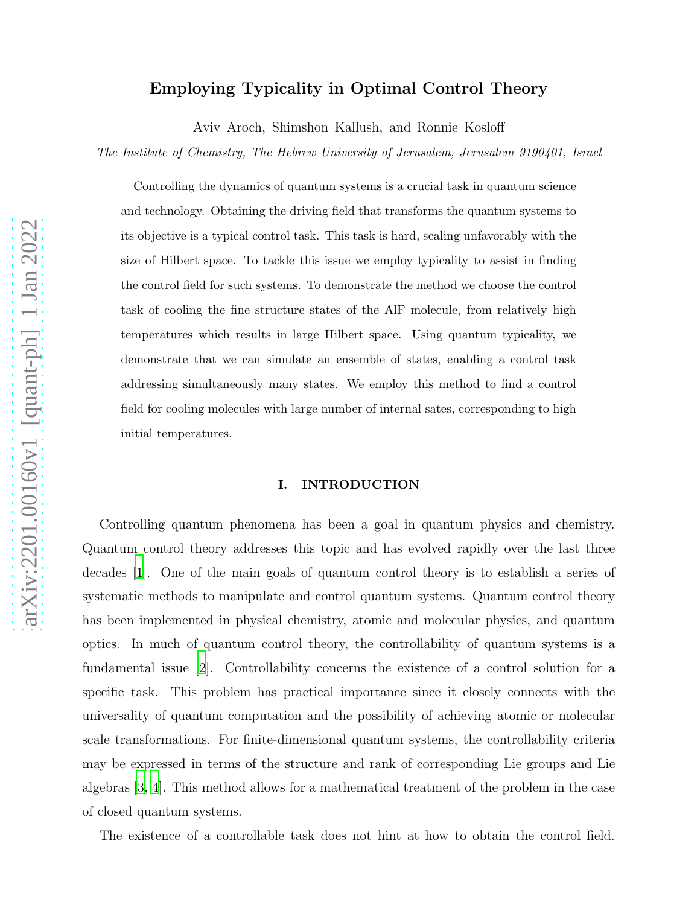# Employing Typicality in Optimal Control Theory

Aviv Aroch, Shimshon Kallush, and Ronnie Kosloff

*The Institute of Chemistry, The Hebrew University of Jerusalem, Jerusalem 9190401, Israel*

Controlling the dynamics of quantum systems is a crucial task in quantum science and technology. Obtaining the driving field that transforms the quantum systems to its objective is a typical control task. This task is hard, scaling unfavorably with the size of Hilbert space. To tackle this issue we employ typicality to assist in finding the control field for such systems. To demonstrate the method we choose the control task of cooling the fine structure states of the AlF molecule, from relatively high temperatures which results in large Hilbert space. Using quantum typicality, we demonstrate that we can simulate an ensemble of states, enabling a control task addressing simultaneously many states. We employ this method to find a control field for cooling molecules with large number of internal sates, corresponding to high initial temperatures.

## I. INTRODUCTION

Controlling quantum phenomena has been a goal in quantum physics and chemistry. Quantum control theory addresses this topic and has evolved rapidly over the last three decades [1]. One of the main goals of quantum control theory is to establish a series of systematic methods to manipulate and control quantum systems. Quantum control theory has been implemented in physical chemistry, atomic and molecular physics, and quantum optics. In much of quantum control theory, the controllability of quantum systems is a fundamental issue [2]. Controllability concerns the existence of a control solution for a specific task. This problem has practical importance since it closely connects with the universality of quantum computation and the possibility of achieving atomic or molecular scale transformations. For finite-dimensional quantum systems, the controllability criteria may be expressed in terms of the structure and rank of corresponding Lie groups and Lie algebras [3, 4]. This method allows for a mathematical treatment of the problem in the case of closed quantum systems.

The existence of a controllable task does not hint at how to obtain the control field.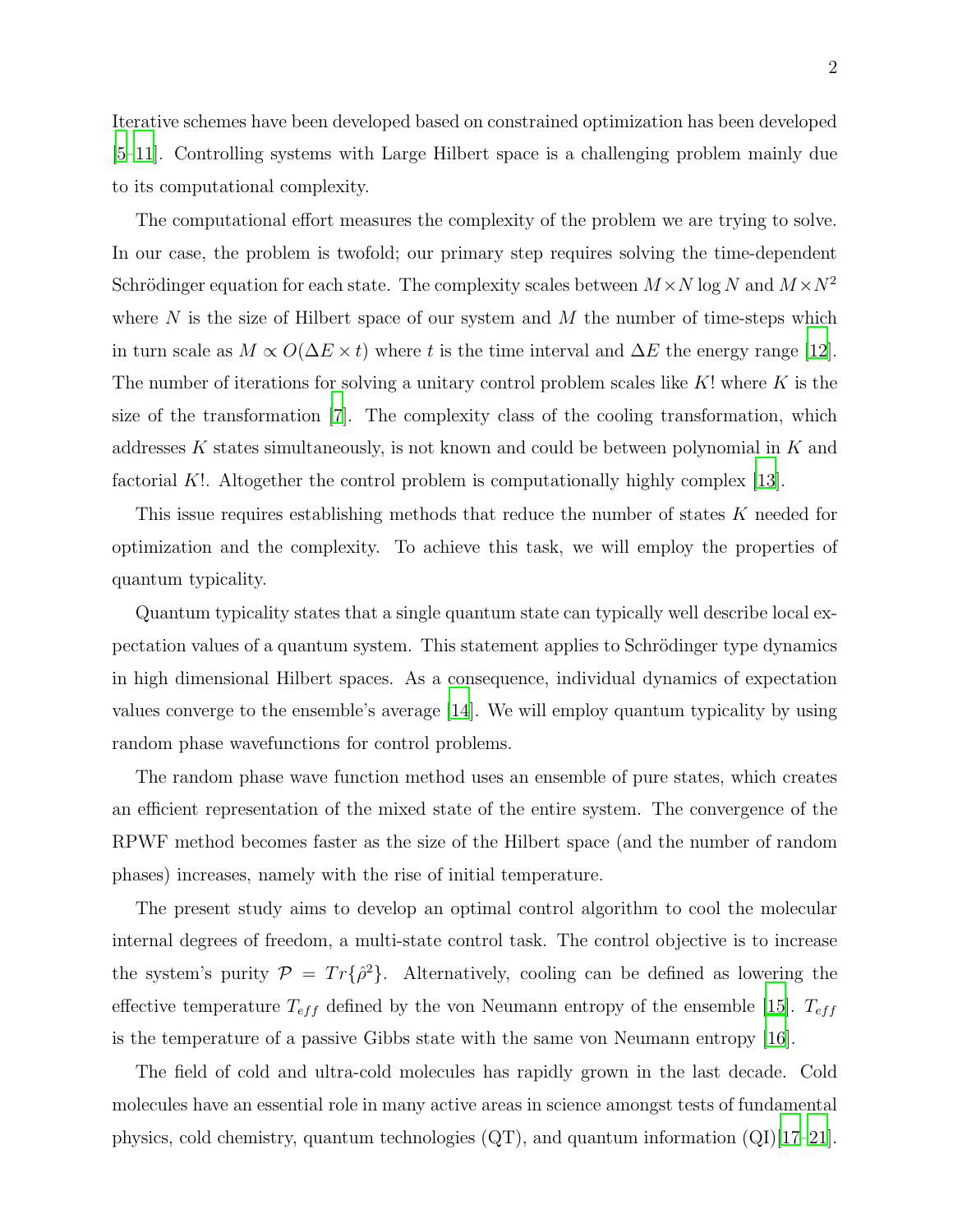Iterative schemes have been developed based on constrained optimization has been developed [5–11]. Controlling systems with Large Hilbert space is a challenging problem mainly due to its computational complexity.

The computational effort measures the complexity of the problem we are trying to solve. In our case, the problem is twofold; our primary step requires solving the time-dependent Schrödinger equation for each state. The complexity scales between $M \times N \log N$ and $M \times N^2$ where $N$ is the size of Hilbert space of our system and $M$ the number of time-steps which in turn scale as $M \propto O(\Delta E \times t)$ where $t$ is the time interval and $\Delta E$ the energy range [12]. The number of iterations for solving a unitary control problem scales like $K!$ where $K$ is the size of the transformation [7]. The complexity class of the cooling transformation, which addresses $K$ states simultaneously, is not known and could be between polynomial in $K$ and factorial $K!$. Altogether the control problem is computationally highly complex [13].

This issue requires establishing methods that reduce the number of states $K$ needed for optimization and the complexity. To achieve this task, we will employ the properties of quantum typicality.

Quantum typicality states that a single quantum state can typically well describe local expectation values of a quantum system. This statement applies to Schrödinger type dynamics in high dimensional Hilbert spaces. As a consequence, individual dynamics of expectation values converge to the ensemble's average [14]. We will employ quantum typicality by using random phase wavefunctions for control problems.

The random phase wave function method uses an ensemble of pure states, which creates an efficient representation of the mixed state of the entire system. The convergence of the RPWF method becomes faster as the size of the Hilbert space (and the number of random phases) increases, namely with the rise of initial temperature.

The present study aims to develop an optimal control algorithm to cool the molecular internal degrees of freedom, a multi-state control task. The control objective is to increase the system's purity $\mathcal{P} = Tr\{\hat{\rho}^2\}$. Alternatively, cooling can be defined as lowering the effective temperature $T_{eff}$ defined by the von Neumann entropy of the ensemble [15]. $T_{eff}$ is the temperature of a passive Gibbs state with the same von Neumann entropy [16].

The field of cold and ultra-cold molecules has rapidly grown in the last decade. Cold molecules have an essential role in many active areas in science amongst tests of fundamental physics, cold chemistry, quantum technologies (QT), and quantum information (QI)[17–21].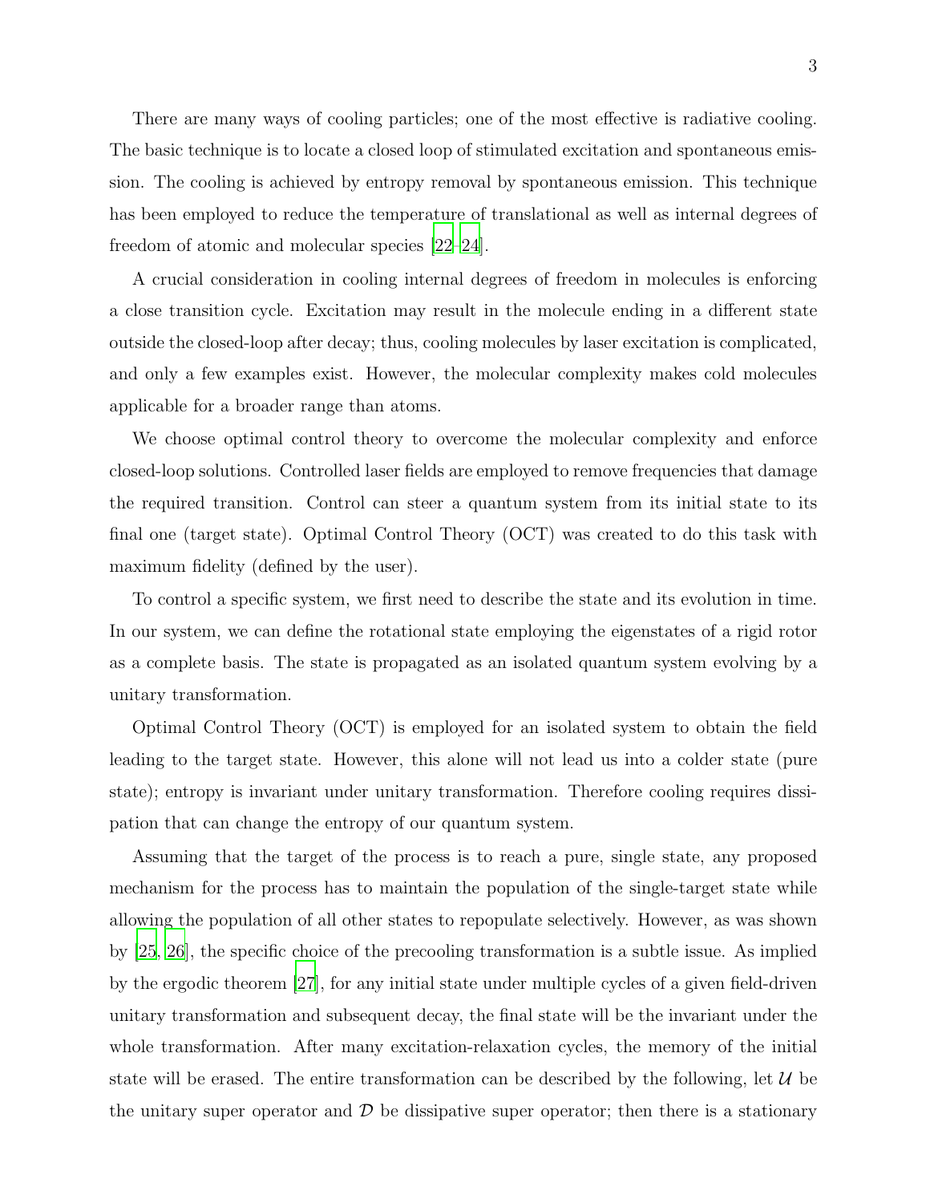There are many ways of cooling particles; one of the most effective is radiative cooling. The basic technique is to locate a closed loop of stimulated excitation and spontaneous emission. The cooling is achieved by entropy removal by spontaneous emission. This technique has been employed to reduce the temperature of translational as well as internal degrees of freedom of atomic and molecular species [22–24].

A crucial consideration in cooling internal degrees of freedom in molecules is enforcing a close transition cycle. Excitation may result in the molecule ending in a different state outside the closed-loop after decay; thus, cooling molecules by laser excitation is complicated, and only a few examples exist. However, the molecular complexity makes cold molecules applicable for a broader range than atoms.

We choose optimal control theory to overcome the molecular complexity and enforce closed-loop solutions. Controlled laser fields are employed to remove frequencies that damage the required transition. Control can steer a quantum system from its initial state to its final one (target state). Optimal Control Theory (OCT) was created to do this task with maximum fidelity (defined by the user).

To control a specific system, we first need to describe the state and its evolution in time. In our system, we can define the rotational state employing the eigenstates of a rigid rotor as a complete basis. The state is propagated as an isolated quantum system evolving by a unitary transformation.

Optimal Control Theory (OCT) is employed for an isolated system to obtain the field leading to the target state. However, this alone will not lead us into a colder state (pure state); entropy is invariant under unitary transformation. Therefore cooling requires dissipation that can change the entropy of our quantum system.

Assuming that the target of the process is to reach a pure, single state, any proposed mechanism for the process has to maintain the population of the single-target state while allowing the population of all other states to repopulate selectively. However, as was shown by [25, 26], the specific choice of the precooling transformation is a subtle issue. As implied by the ergodic theorem [27], for any initial state under multiple cycles of a given field-driven unitary transformation and subsequent decay, the final state will be the invariant under the whole transformation. After many excitation-relaxation cycles, the memory of the initial state will be erased. The entire transformation can be described by the following, let $\mathcal{U}$ be the unitary super operator and $\mathcal{D}$ be dissipative super operator; then there is a stationary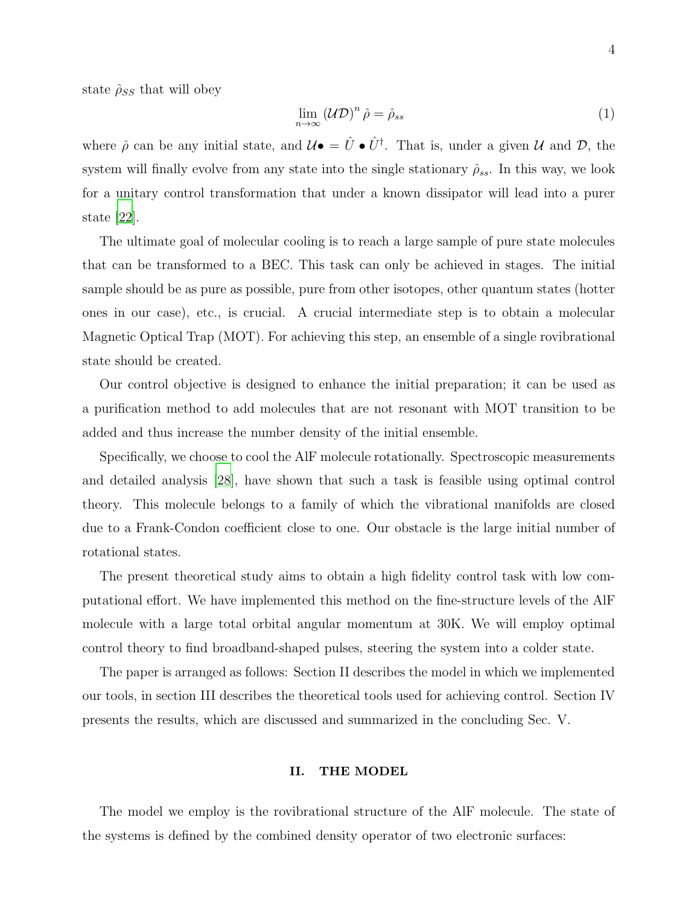state $\hat{\rho}_{SS}$ that will obey

$$\lim_{n\to\infty} (\mathcal{U}\mathcal{D})^n \hat{\rho} = \hat{\rho}_{ss} \tag{1}$$

where $\hat{\rho}$ can be any initial state, and $\mathcal{U}\bullet = \hat{U} \bullet \hat{U}^\dagger$. That is, under a given $\mathcal{U}$ and $\mathcal{D}$, the system will finally evolve from any state into the single stationary $\hat{\rho}_{ss}$. In this way, we look for a unitary control transformation that under a known dissipator will lead into a purer state [22].

The ultimate goal of molecular cooling is to reach a large sample of pure state molecules that can be transformed to a BEC. This task can only be achieved in stages. The initial sample should be as pure as possible, pure from other isotopes, other quantum states (hotter ones in our case), etc., is crucial. A crucial intermediate step is to obtain a molecular Magnetic Optical Trap (MOT). For achieving this step, an ensemble of a single rovibrational state should be created.

Our control objective is designed to enhance the initial preparation; it can be used as a purification method to add molecules that are not resonant with MOT transition to be added and thus increase the number density of the initial ensemble.

Specifically, we choose to cool the AlF molecule rotationally. Spectroscopic measurements and detailed analysis [28], have shown that such a task is feasible using optimal control theory. This molecule belongs to a family of which the vibrational manifolds are closed due to a Frank-Condon coefficient close to one. Our obstacle is the large initial number of rotational states.

The present theoretical study aims to obtain a high fidelity control task with low computational effort. We have implemented this method on the fine-structure levels of the AlF molecule with a large total orbital angular momentum at 30K. We will employ optimal control theory to find broadband-shaped pulses, steering the system into a colder state.

The paper is arranged as follows: Section II describes the model in which we implemented our tools, in section III describes the theoretical tools used for achieving control. Section IV presents the results, which are discussed and summarized in the concluding Sec. V.

## II. THE MODEL

The model we employ is the rovibrational structure of the AlF molecule. The state of the systems is defined by the combined density operator of two electronic surfaces: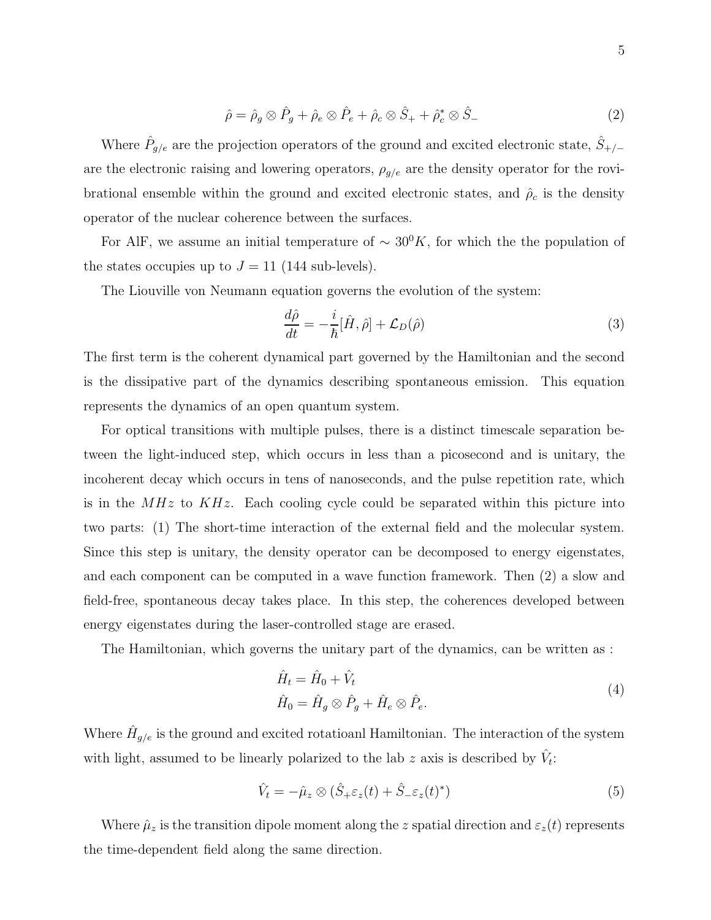$$
\hat{\rho} = \hat{\rho}_g \otimes \hat{P}_g + \hat{\rho}_e \otimes \hat{P}_e + \hat{\rho}_c \otimes \hat{S}_+ + \hat{\rho}_c^* \otimes \hat{S}_- \tag{2}
$$

Where $\hat{P}_{g/e}$ are the projection operators of the ground and excited electronic state, $\hat{S}_{+/-}$ are the electronic raising and lowering operators, $\rho_{g/e}$ are the density operator for the rovibrational ensemble within the ground and excited electronic states, and $\hat{\rho}_c$ is the density operator of the nuclear coherence between the surfaces.

For AlF, we assume an initial temperature of $\sim 30^0 K$, for which the the population of the states occupies up to $J = 11$ (144 sub-levels).

The Liouville von Neumann equation governs the evolution of the system:

$$
\frac{d\hat{\rho}}{dt} = -\frac{i}{\hbar}[\hat{H}, \hat{\rho}] + \mathcal{L}_D(\hat{\rho}) \tag{3}
$$

The first term is the coherent dynamical part governed by the Hamiltonian and the second is the dissipative part of the dynamics describing spontaneous emission. This equation represents the dynamics of an open quantum system.

For optical transitions with multiple pulses, there is a distinct timescale separation between the light-induced step, which occurs in less than a picosecond and is unitary, the incoherent decay which occurs in tens of nanoseconds, and the pulse repetition rate, which is in the $MHz$ to $KHz$. Each cooling cycle could be separated within this picture into two parts: (1) The short-time interaction of the external field and the molecular system. Since this step is unitary, the density operator can be decomposed to energy eigenstates, and each component can be computed in a wave function framework. Then (2) a slow and field-free, spontaneous decay takes place. In this step, the coherences developed between energy eigenstates during the laser-controlled stage are erased.

The Hamiltonian, which governs the unitary part of the dynamics, can be written as :

$$
\begin{aligned}
\hat{H}_t &= \hat{H}_0 + \hat{V}_t \\
\hat{H}_0 &= \hat{H}_g \otimes \hat{P}_g + \hat{H}_e \otimes \hat{P}_e.
\end{aligned} \tag{4}
$$

Where $\hat{H}_{g/e}$ is the ground and excited rotatioanl Hamiltonian. The interaction of the system with light, assumed to be linearly polarized to the lab $z$ axis is described by $\hat{V}_t$:

$$
\hat{V}_t = -\hat{\mu}_z \otimes (\hat{S}_+ \varepsilon_z(t) + \hat{S}_- \varepsilon_z(t)^*) \tag{5}
$$

Where $\hat{\mu}_z$ is the transition dipole moment along the $z$ spatial direction and $\varepsilon_z(t)$ represents the time-dependent field along the same direction.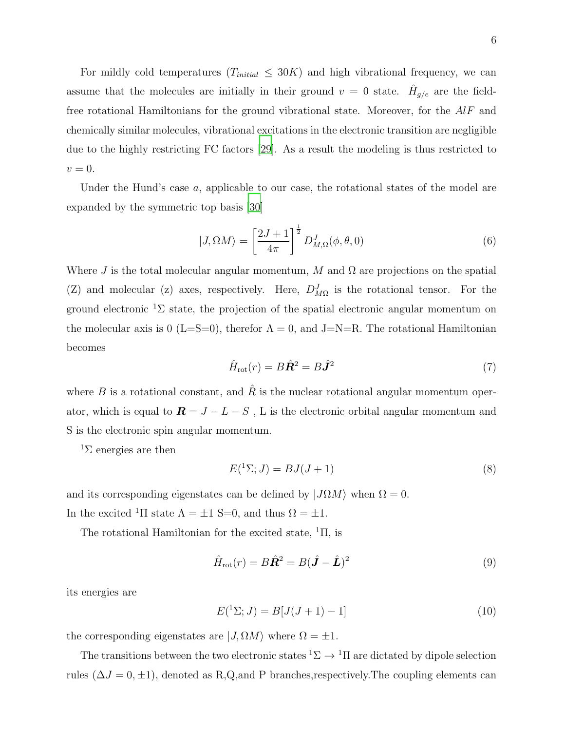For mildly cold temperatures ($T_{initial} \leq 30K$) and high vibrational frequency, we can assume that the molecules are initially in their ground $v = 0$ state. $\hat{H}_{g/e}$ are the field-free rotational Hamiltonians for the ground vibrational state. Moreover, for the $AlF$ and chemically similar molecules, vibrational excitations in the electronic transition are negligible due to the highly restricting FC factors [29]. As a result the modeling is thus restricted to $v = 0$.

Under the Hund's case $a$, applicable to our case, the rotational states of the model are expanded by the symmetric top basis [30]

$$|J, \Omega M\rangle = \left[\frac{2J+1}{4\pi}\right]^{\frac{1}{2}} D^J_{M,\Omega}(\phi, \theta, 0) \tag{6}$$

Where $J$ is the total molecular angular momentum, $M$ and $\Omega$ are projections on the spatial (Z) and molecular (z) axes, respectively. Here, $D^J_{M\Omega}$ is the rotational tensor. For the ground electronic $^1\Sigma$ state, the projection of the spatial electronic angular momentum on the molecular axis is 0 (L=S=0), therefor $\Lambda = 0$, and J=N=R. The rotational Hamiltonian becomes

$$\hat{H}_{\text{rot}}(r) = B\hat{\boldsymbol{R}}^2 = B\hat{\boldsymbol{J}}^2 \tag{7}$$

where $B$ is a rotational constant, and $\hat{R}$ is the nuclear rotational angular momentum operator, which is equal to $\boldsymbol{R} = J - L - S$ , L is the electronic orbital angular momentum and S is the electronic spin angular momentum.

$^1\Sigma$ energies are then

$$E(^1\Sigma; J) = BJ(J+1) \tag{8}$$

and its corresponding eigenstates can be defined by $|J\Omega M\rangle$ when $\Omega = 0$.
In the excited $^1\Pi$ state $\Lambda = \pm 1$ S=0, and thus $\Omega = \pm 1$.

The rotational Hamiltonian for the excited state, $^1\Pi$, is

$$\hat{H}_{\text{rot}}(r) = B\hat{\boldsymbol{R}}^2 = B(\hat{\boldsymbol{J}} - \hat{\boldsymbol{L}})^2 \tag{9}$$

its energies are

$$E(^1\Sigma; J) = B[J(J+1) - 1] \tag{10}$$

the corresponding eigenstates are $|J, \Omega M\rangle$ where $\Omega = \pm 1$.

The transitions between the two electronic states $^1\Sigma \rightarrow {}^1\Pi$ are dictated by dipole selection rules ($\Delta J = 0, \pm 1$), denoted as R,Q,and P branches,respectively.The coupling elements can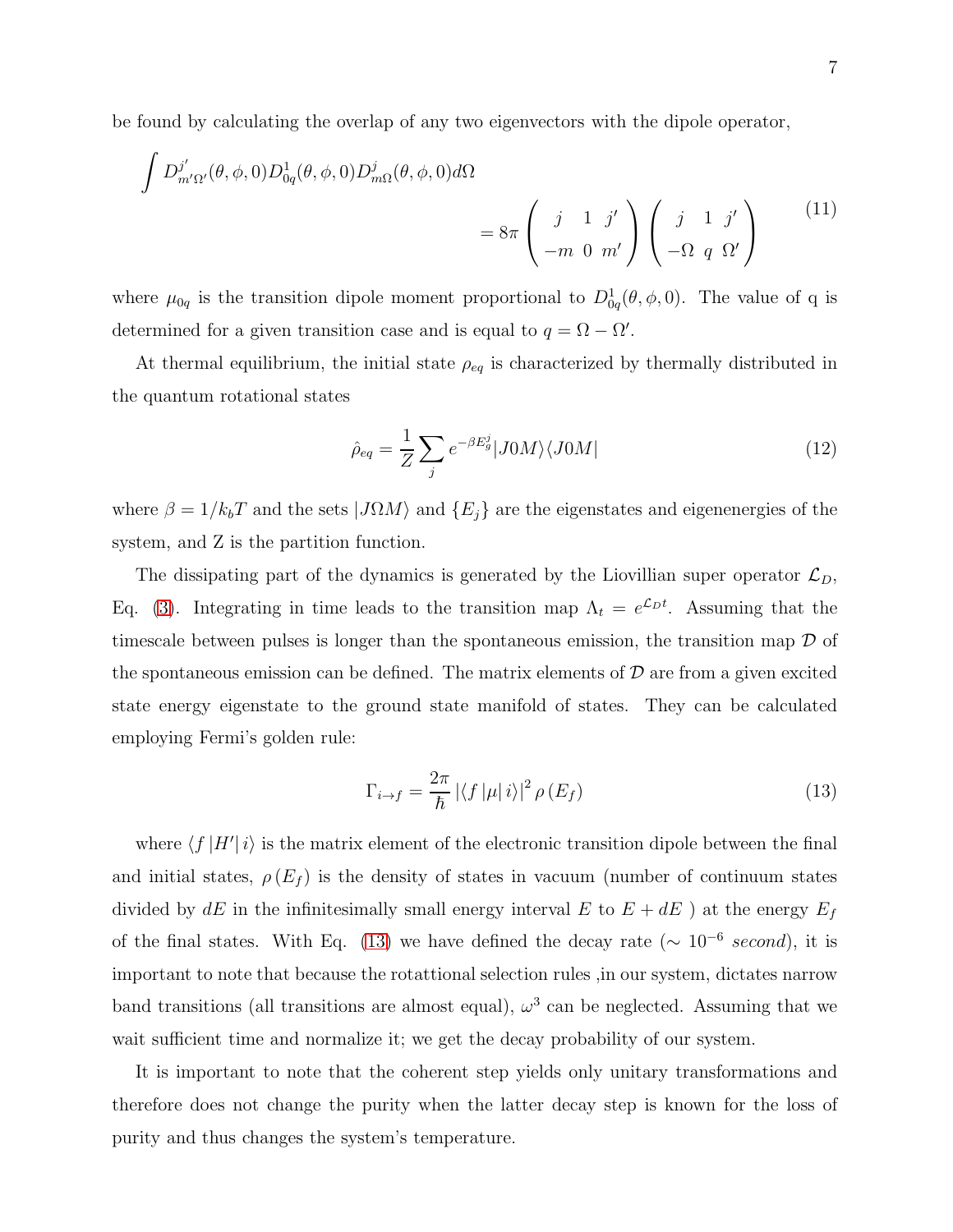be found by calculating the overlap of any two eigenvectors with the dipole operator,

$$\int D^{j'}_{m'\Omega'}(\theta,\phi,0) D^{1}_{0q}(\theta,\phi,0) D^{j}_{m\Omega}(\theta,\phi,0) d\Omega$$
$$= 8\pi \begin{pmatrix} j & 1 & j' \\ -m & 0 & m' \end{pmatrix} \begin{pmatrix} j & 1 & j' \\ -\Omega & q & \Omega' \end{pmatrix} \tag{11}$$

where $\mu_{0q}$ is the transition dipole moment proportional to $D^{1}_{0q}(\theta,\phi,0)$. The value of q is determined for a given transition case and is equal to $q = \Omega - \Omega'$.

At thermal equilibrium, the initial state $\rho_{eq}$ is characterized by thermally distributed in the quantum rotational states

$$\hat{\rho}_{eq} = \frac{1}{Z} \sum_{j} e^{-\beta E^{j}_{g}} |J0M\rangle\langle J0M| \tag{12}$$

where $\beta = 1/k_b T$ and the sets $|J\Omega M\rangle$ and $\{E_j\}$ are the eigenstates and eigenenergies of the system, and Z is the partition function.

The dissipating part of the dynamics is generated by the Liovillian super operator $\mathcal{L}_D$, Eq. (3). Integrating in time leads to the transition map $\Lambda_t = e^{\mathcal{L}_D t}$. Assuming that the timescale between pulses is longer than the spontaneous emission, the transition map $\mathcal{D}$ of the spontaneous emission can be defined. The matrix elements of $\mathcal{D}$ are from a given excited state energy eigenstate to the ground state manifold of states. They can be calculated employing Fermi's golden rule:

$$\Gamma_{i \to f} = \frac{2\pi}{\hbar} \left| \langle f \left| \mu \right| i \rangle \right|^2 \rho\left(E_f\right) \tag{13}$$

where $\langle f \left| H' \right| i \rangle$ is the matrix element of the electronic transition dipole between the final and initial states, $\rho\left(E_f\right)$ is the density of states in vacuum (number of continuum states divided by $dE$ in the infinitesimally small energy interval $E$ to $E + dE$ ) at the energy $E_f$ of the final states. With Eq. (13) we have defined the decay rate ($\sim 10^{-6}$ *second*), it is important to note that because the rotattional selection rules ,in our system, dictates narrow band transitions (all transitions are almost equal), $\omega^3$ can be neglected. Assuming that we wait sufficient time and normalize it; we get the decay probability of our system.

It is important to note that the coherent step yields only unitary transformations and therefore does not change the purity when the latter decay step is known for the loss of purity and thus changes the system's temperature.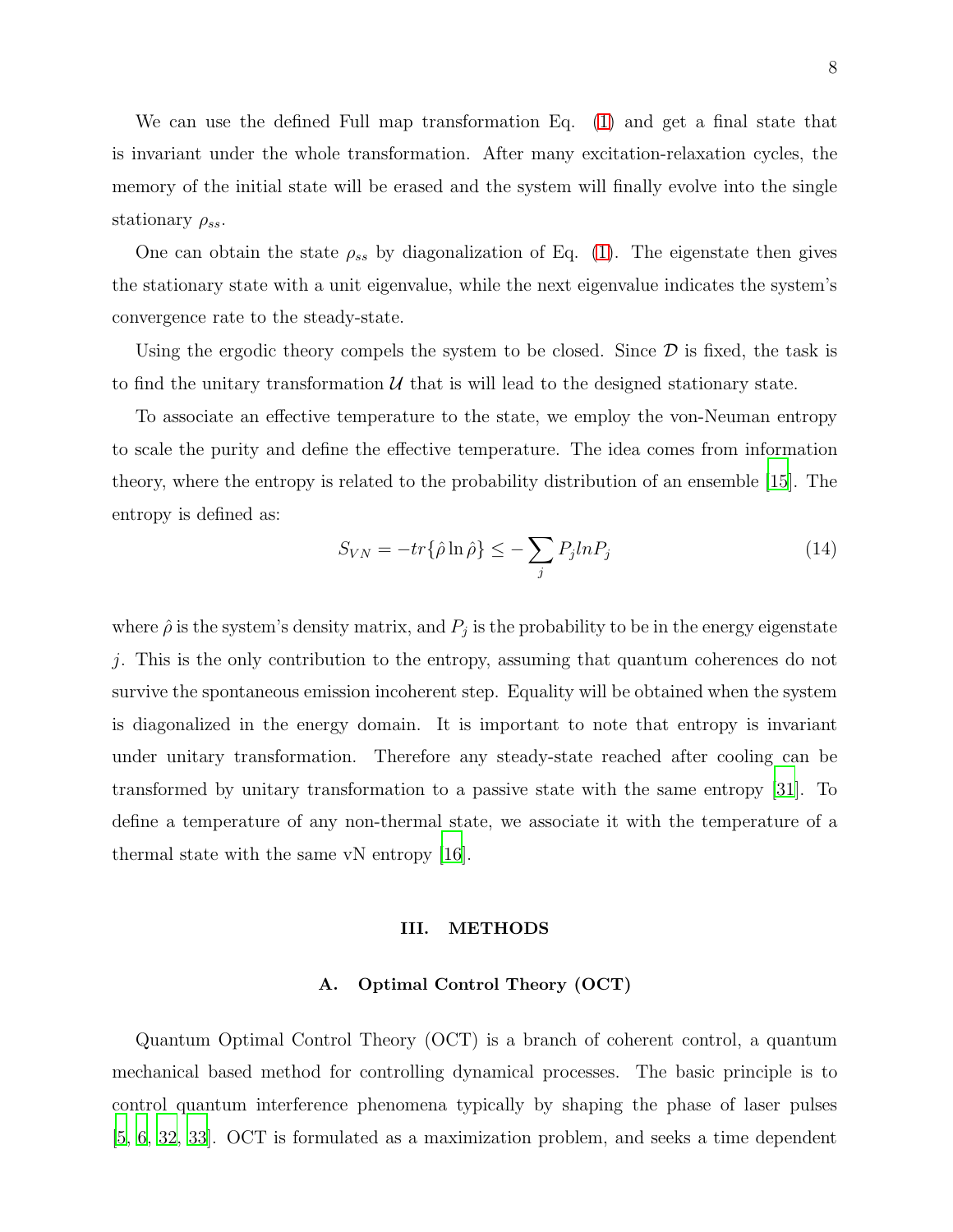We can use the defined Full map transformation Eq. (1) and get a final state that is invariant under the whole transformation. After many excitation-relaxation cycles, the memory of the initial state will be erased and the system will finally evolve into the single stationary $\rho_{ss}$.

One can obtain the state $\rho_{ss}$ by diagonalization of Eq. (1). The eigenstate then gives the stationary state with a unit eigenvalue, while the next eigenvalue indicates the system's convergence rate to the steady-state.

Using the ergodic theory compels the system to be closed. Since $\mathcal{D}$ is fixed, the task is to find the unitary transformation $\mathcal{U}$ that is will lead to the designed stationary state.

To associate an effective temperature to the state, we employ the von-Neuman entropy to scale the purity and define the effective temperature. The idea comes from information theory, where the entropy is related to the probability distribution of an ensemble [15]. The entropy is defined as:

$$S_{VN} = -tr\{\hat{\rho}\ln\hat{\rho}\} \leq -\sum_j P_j ln P_j \tag{14}$$

where $\hat{\rho}$ is the system's density matrix, and $P_j$ is the probability to be in the energy eigenstate $j$. This is the only contribution to the entropy, assuming that quantum coherences do not survive the spontaneous emission incoherent step. Equality will be obtained when the system is diagonalized in the energy domain. It is important to note that entropy is invariant under unitary transformation. Therefore any steady-state reached after cooling can be transformed by unitary transformation to a passive state with the same entropy [31]. To define a temperature of any non-thermal state, we associate it with the temperature of a thermal state with the same vN entropy [16].

## III. METHODS

### A. Optimal Control Theory (OCT)

Quantum Optimal Control Theory (OCT) is a branch of coherent control, a quantum mechanical based method for controlling dynamical processes. The basic principle is to control quantum interference phenomena typically by shaping the phase of laser pulses [5, 6, 32, 33]. OCT is formulated as a maximization problem, and seeks a time dependent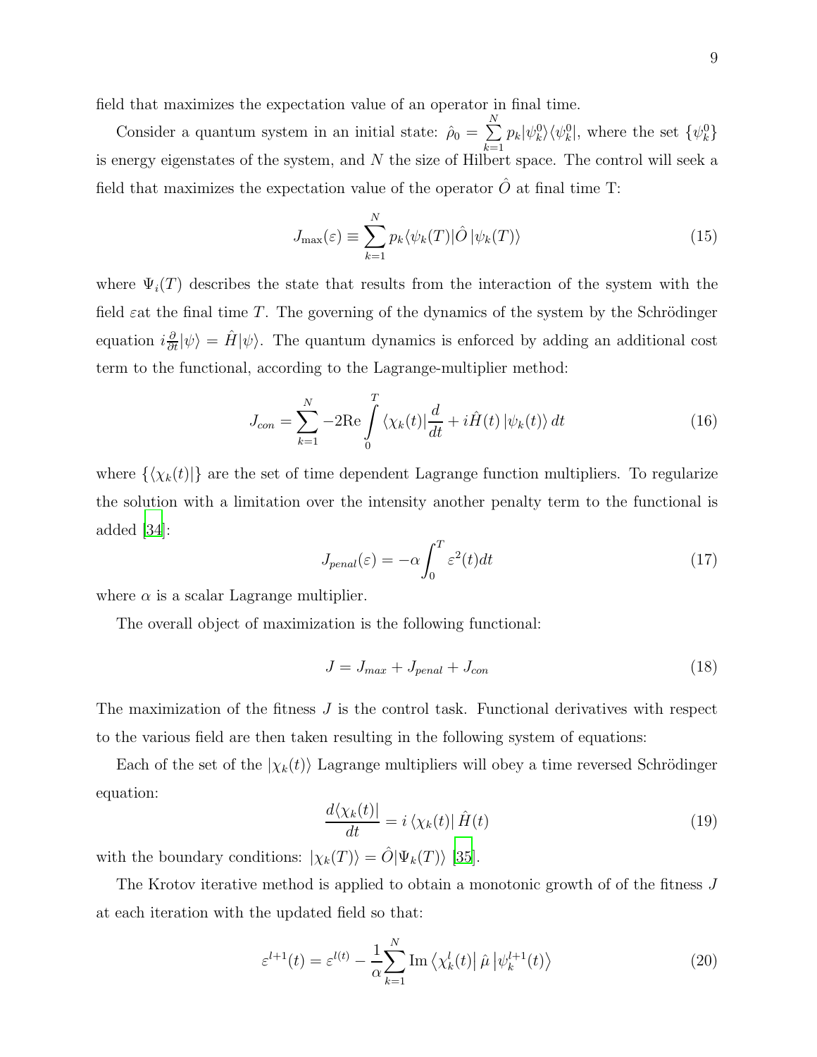field that maximizes the expectation value of an operator in final time.

Consider a quantum system in an initial state: $\hat{\rho}_0 = \sum_{k=1}^{N} p_k |\psi_k^0\rangle\langle\psi_k^0|$, where the set $\{\psi_k^0\}$ is energy eigenstates of the system, and $N$ the size of Hilbert space. The control will seek a field that maximizes the expectation value of the operator $\hat{O}$ at final time T:

$$J_{\max}(\varepsilon) \equiv \sum_{k=1}^{N} p_k \langle\psi_k(T)|\hat{O}\,|\psi_k(T)\rangle \tag{15}$$

where $\Psi_i(T)$ describes the state that results from the interaction of the system with the field $\varepsilon$at the final time $T$. The governing of the dynamics of the system by the Schrödinger equation $i\frac{\partial}{\partial t}|\psi\rangle = \hat{H}|\psi\rangle$. The quantum dynamics is enforced by adding an additional cost term to the functional, according to the Lagrange-multiplier method:

$$J_{con} = \sum_{k=1}^{N} -2\mathrm{Re}\int_0^T \langle\chi_k(t)|\frac{d}{dt} + i\hat{H}(t)\,|\psi_k(t)\rangle\,dt \tag{16}$$

where $\{\langle\chi_k(t)|\}$ are the set of time dependent Lagrange function multipliers. To regularize the solution with a limitation over the intensity another penalty term to the functional is added [34]:

$$J_{penal}(\varepsilon) = -\alpha\int_0^T \varepsilon^2(t)dt \tag{17}$$

where $\alpha$ is a scalar Lagrange multiplier.

The overall object of maximization is the following functional:

$$J = J_{max} + J_{penal} + J_{con} \tag{18}$$

The maximization of the fitness $J$ is the control task. Functional derivatives with respect to the various field are then taken resulting in the following system of equations:

Each of the set of the $|\chi_k(t)\rangle$ Lagrange multipliers will obey a time reversed Schrödinger equation:

$$\frac{d\langle\chi_k(t)|}{dt} = i\,\langle\chi_k(t)|\,\hat{H}(t) \tag{19}$$

with the boundary conditions: $|\chi_k(T)\rangle = \hat{O}|\Psi_k(T)\rangle$ [35].

The Krotov iterative method is applied to obtain a monotonic growth of of the fitness $J$ at each iteration with the updated field so that:

$$\varepsilon^{l+1}(t) = \varepsilon^{l(t)} - \frac{1}{\alpha}\sum_{k=1}^{N} \mathrm{Im}\left\langle\chi_k^l(t)\right|\hat{\mu}\left|\psi_k^{l+1}(t)\right\rangle \tag{20}$$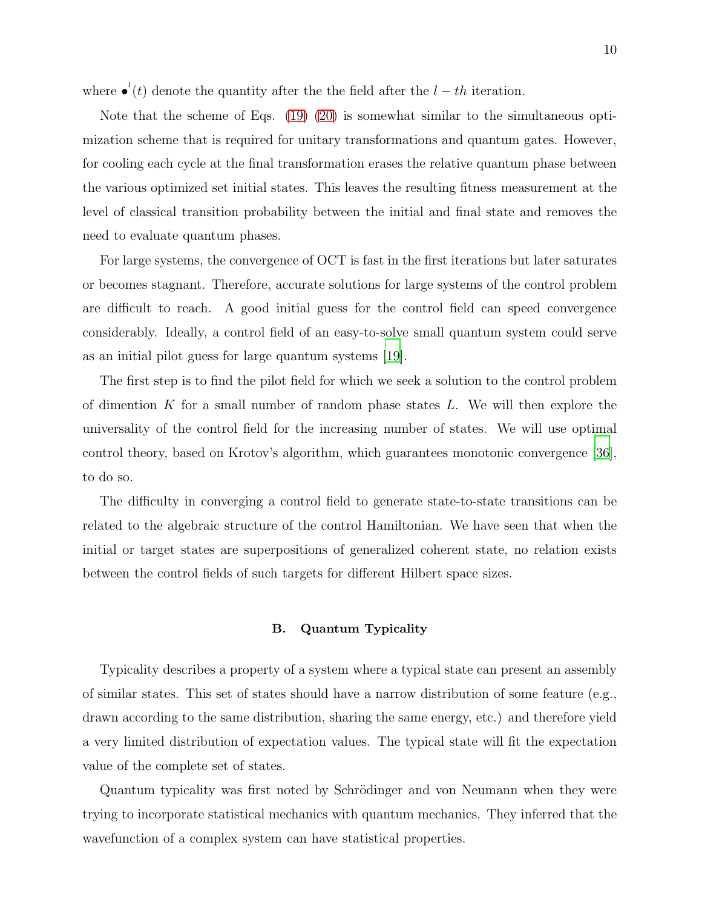where $\bullet^{l}(t)$ denote the quantity after the the field after the $l-th$ iteration.

Note that the scheme of Eqs. (19) (20) is somewhat similar to the simultaneous optimization scheme that is required for unitary transformations and quantum gates. However, for cooling each cycle at the final transformation erases the relative quantum phase between the various optimized set initial states. This leaves the resulting fitness measurement at the level of classical transition probability between the initial and final state and removes the need to evaluate quantum phases.

For large systems, the convergence of OCT is fast in the first iterations but later saturates or becomes stagnant. Therefore, accurate solutions for large systems of the control problem are difficult to reach. A good initial guess for the control field can speed convergence considerably. Ideally, a control field of an easy-to-solve small quantum system could serve as an initial pilot guess for large quantum systems [19].

The first step is to find the pilot field for which we seek a solution to the control problem of dimention $K$ for a small number of random phase states $L$. We will then explore the universality of the control field for the increasing number of states. We will use optimal control theory, based on Krotov's algorithm, which guarantees monotonic convergence [36], to do so.

The difficulty in converging a control field to generate state-to-state transitions can be related to the algebraic structure of the control Hamiltonian. We have seen that when the initial or target states are superpositions of generalized coherent state, no relation exists between the control fields of such targets for different Hilbert space sizes.

### B. Quantum Typicality

Typicality describes a property of a system where a typical state can present an assembly of similar states. This set of states should have a narrow distribution of some feature (e.g., drawn according to the same distribution, sharing the same energy, etc.) and therefore yield a very limited distribution of expectation values. The typical state will fit the expectation value of the complete set of states.

Quantum typicality was first noted by Schrödinger and von Neumann when they were trying to incorporate statistical mechanics with quantum mechanics. They inferred that the wavefunction of a complex system can have statistical properties.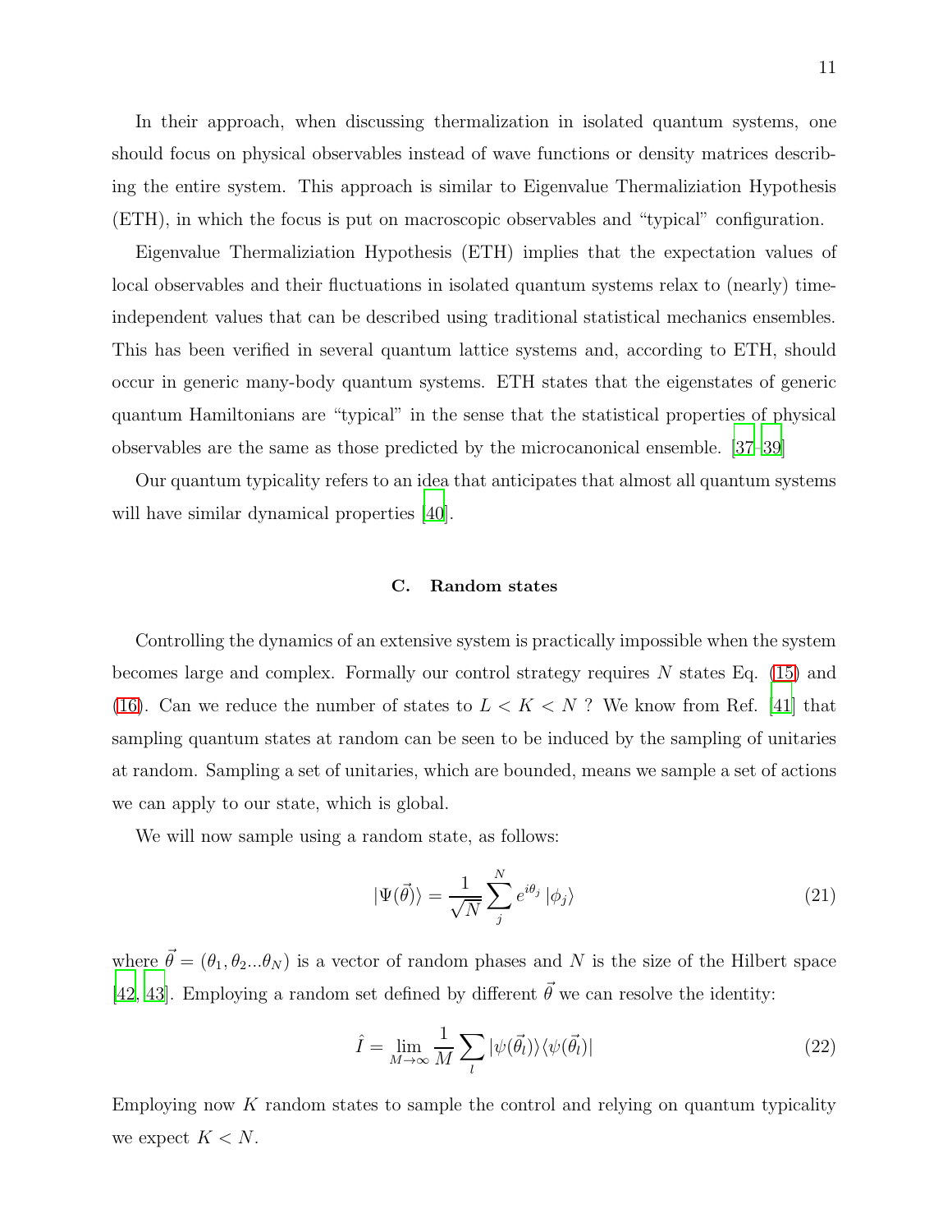In their approach, when discussing thermalization in isolated quantum systems, one should focus on physical observables instead of wave functions or density matrices describing the entire system. This approach is similar to Eigenvalue Thermaliziation Hypothesis (ETH), in which the focus is put on macroscopic observables and "typical" configuration.

Eigenvalue Thermaliziation Hypothesis (ETH) implies that the expectation values of local observables and their fluctuations in isolated quantum systems relax to (nearly) time-independent values that can be described using traditional statistical mechanics ensembles. This has been verified in several quantum lattice systems and, according to ETH, should occur in generic many-body quantum systems. ETH states that the eigenstates of generic quantum Hamiltonians are "typical" in the sense that the statistical properties of physical observables are the same as those predicted by the microcanonical ensemble. [37–39]

Our quantum typicality refers to an idea that anticipates that almost all quantum systems will have similar dynamical properties [40].

### C. Random states

Controlling the dynamics of an extensive system is practically impossible when the system becomes large and complex. Formally our control strategy requires $N$ states Eq. (15) and (16). Can we reduce the number of states to $L < K < N$ ? We know from Ref. [41] that sampling quantum states at random can be seen to be induced by the sampling of unitaries at random. Sampling a set of unitaries, which are bounded, means we sample a set of actions we can apply to our state, which is global.

We will now sample using a random state, as follows:

$$|\Psi(\vec{\theta})\rangle = \frac{1}{\sqrt{N}} \sum_{j}^{N} e^{i\theta_j} |\phi_j\rangle \tag{21}$$

where $\vec{\theta} = (\theta_1, \theta_2 ... \theta_N)$ is a vector of random phases and $N$ is the size of the Hilbert space [42, 43]. Employing a random set defined by different $\vec{\theta}$ we can resolve the identity:

$$\hat{I} = \lim_{M \to \infty} \frac{1}{M} \sum_{l} |\psi(\vec{\theta}_l)\rangle\langle\psi(\vec{\theta}_l)| \tag{22}$$

Employing now $K$ random states to sample the control and relying on quantum typicality we expect $K < N$.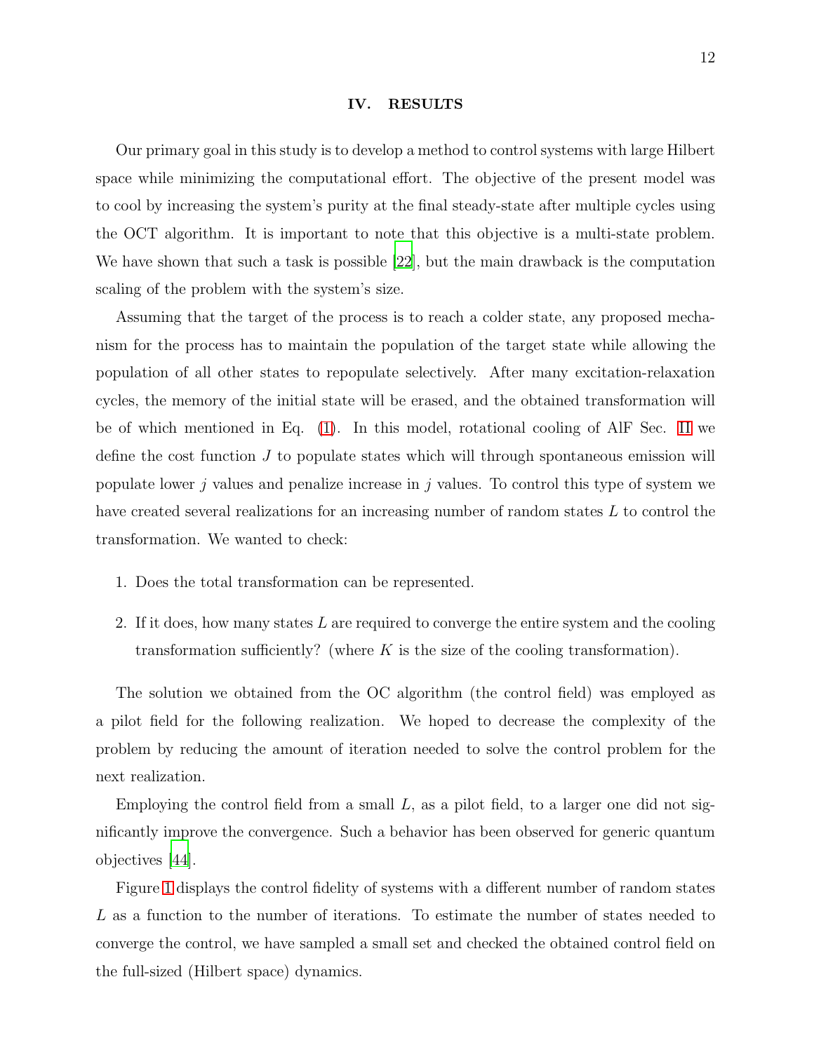## IV. RESULTS

Our primary goal in this study is to develop a method to control systems with large Hilbert space while minimizing the computational effort. The objective of the present model was to cool by increasing the system's purity at the final steady-state after multiple cycles using the OCT algorithm. It is important to note that this objective is a multi-state problem. We have shown that such a task is possible [22], but the main drawback is the computation scaling of the problem with the system's size.

Assuming that the target of the process is to reach a colder state, any proposed mechanism for the process has to maintain the population of the target state while allowing the population of all other states to repopulate selectively. After many excitation-relaxation cycles, the memory of the initial state will be erased, and the obtained transformation will be of which mentioned in Eq. (1). In this model, rotational cooling of AlF Sec. II we define the cost function $J$ to populate states which will through spontaneous emission will populate lower $j$ values and penalize increase in $j$ values. To control this type of system we have created several realizations for an increasing number of random states $L$ to control the transformation. We wanted to check:

1. Does the total transformation can be represented.
2. If it does, how many states $L$ are required to converge the entire system and the cooling transformation sufficiently? (where $K$ is the size of the cooling transformation).

The solution we obtained from the OC algorithm (the control field) was employed as a pilot field for the following realization. We hoped to decrease the complexity of the problem by reducing the amount of iteration needed to solve the control problem for the next realization.

Employing the control field from a small $L$, as a pilot field, to a larger one did not significantly improve the convergence. Such a behavior has been observed for generic quantum objectives [44].

Figure 1 displays the control fidelity of systems with a different number of random states $L$ as a function to the number of iterations. To estimate the number of states needed to converge the control, we have sampled a small set and checked the obtained control field on the full-sized (Hilbert space) dynamics.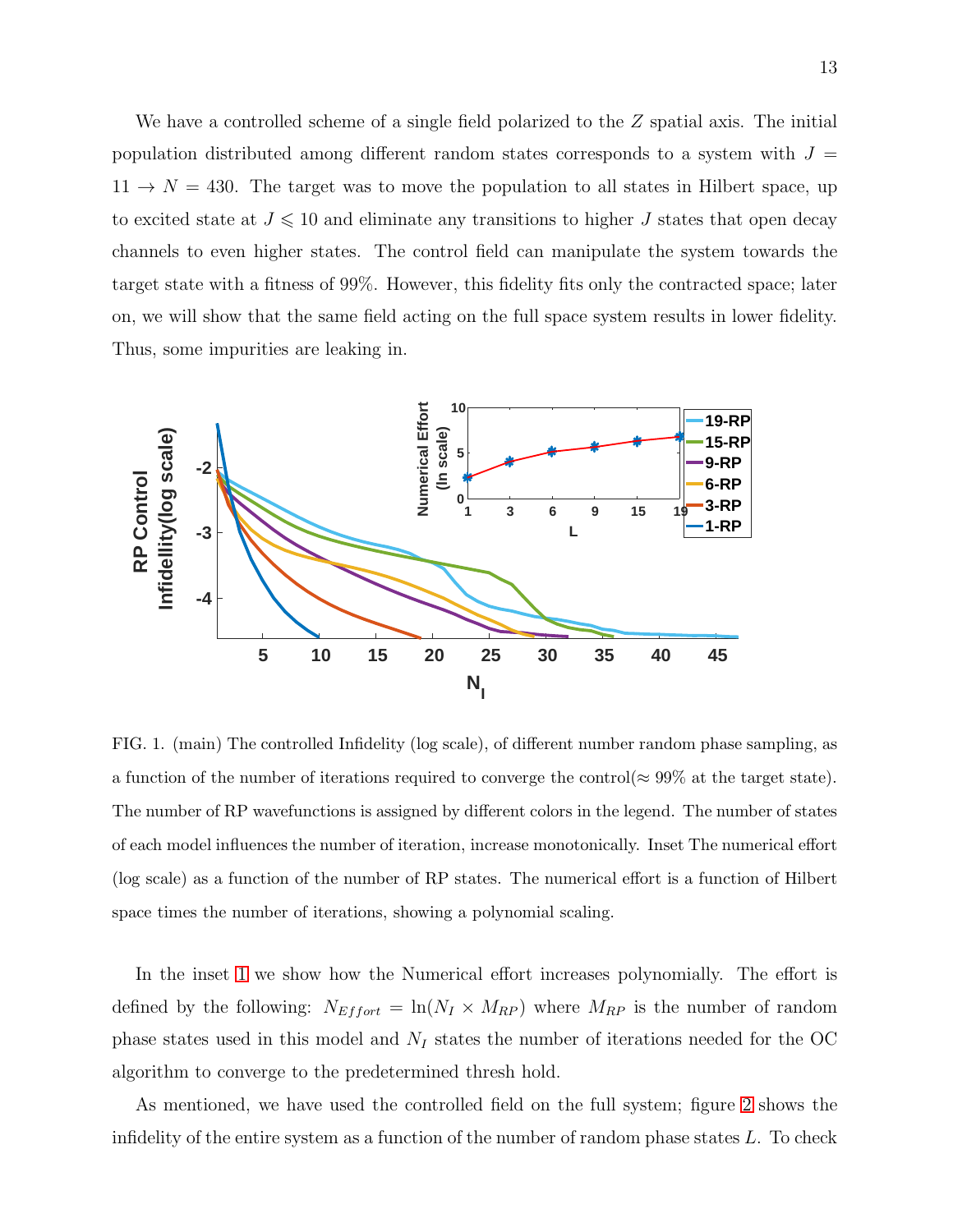We have a controlled scheme of a single field polarized to the $Z$ spatial axis. The initial population distributed among different random states corresponds to a system with $J = 11 \rightarrow N = 430$. The target was to move the population to all states in Hilbert space, up to excited state at $J \leqslant 10$ and eliminate any transitions to higher $J$ states that open decay channels to even higher states. The control field can manipulate the system towards the target state with a fitness of 99%. However, this fidelity fits only the contracted space; later on, we will show that the same field acting on the full space system results in lower fidelity. Thus, some impurities are leaking in.

FIG. 1. (main) The controlled Infidelity (log scale), of different number random phase sampling, as a function of the number of iterations required to converge the control($\approx 99\%$ at the target state). The number of RP wavefunctions is assigned by different colors in the legend. The number of states of each model influences the number of iteration, increase monotonically. Inset The numerical effort (log scale) as a function of the number of RP states. The numerical effort is a function of Hilbert space times the number of iterations, showing a polynomial scaling.

In the inset 1 we show how the Numerical effort increases polynomially. The effort is defined by the following: $N_{Effort} = \ln(N_I \times M_{RP})$ where $M_{RP}$ is the number of random phase states used in this model and $N_I$ states the number of iterations needed for the OC algorithm to converge to the predetermined thresh hold.

As mentioned, we have used the controlled field on the full system; figure 2 shows the infidelity of the entire system as a function of the number of random phase states $L$. To check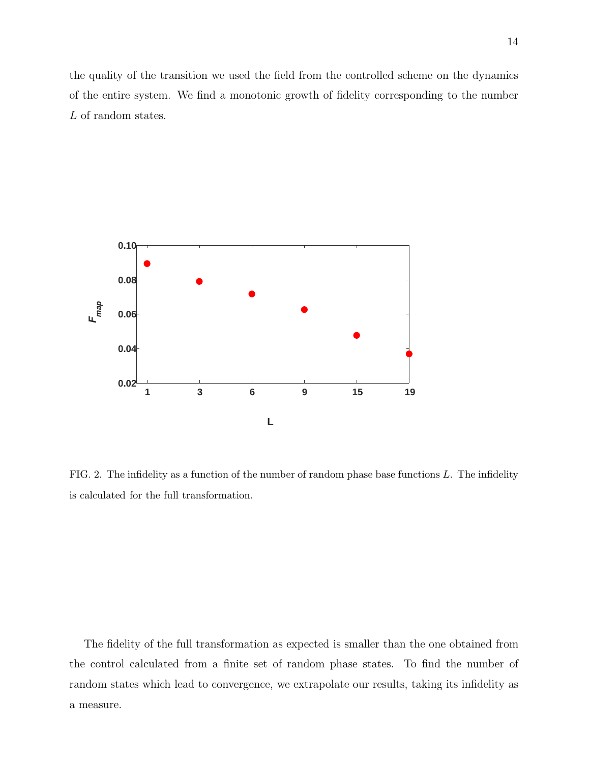the quality of the transition we used the field from the controlled scheme on the dynamics of the entire system. We find a monotonic growth of fidelity corresponding to the number $L$ of random states.

FIG. 2. The infidelity as a function of the number of random phase base functions $L$. The infidelity is calculated for the full transformation.

The fidelity of the full transformation as expected is smaller than the one obtained from the control calculated from a finite set of random phase states. To find the number of random states which lead to convergence, we extrapolate our results, taking its infidelity as a measure.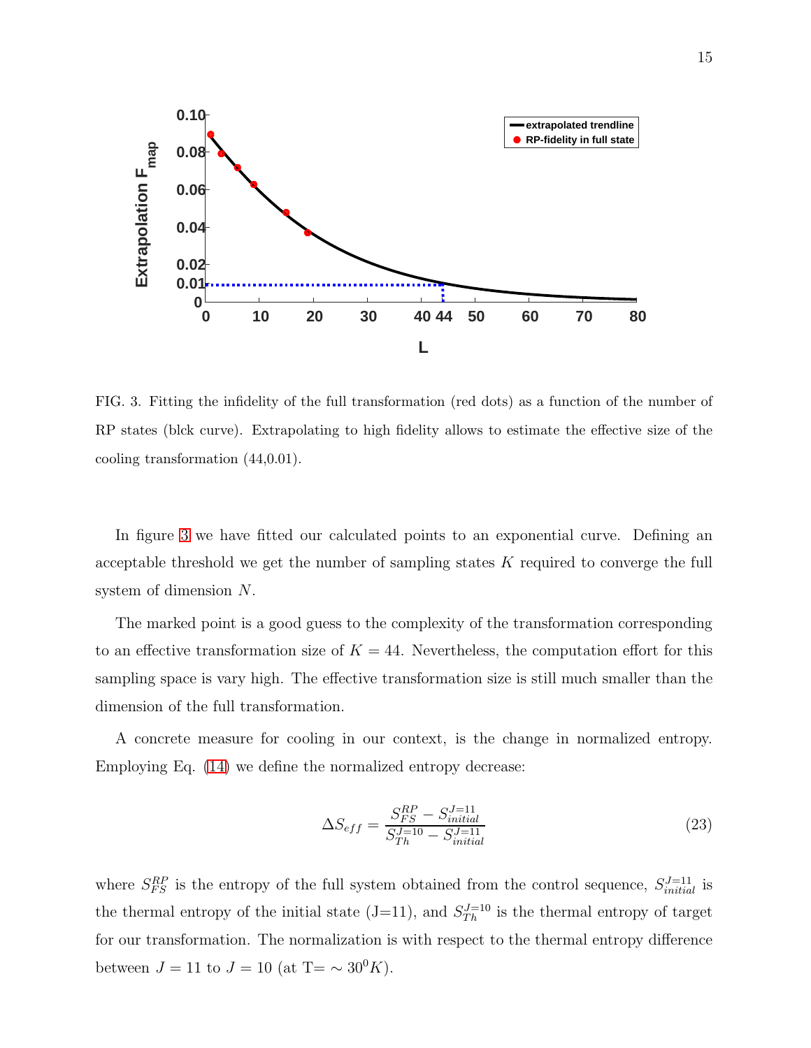FIG. 3. Fitting the infidelity of the full transformation (red dots) as a function of the number of RP states (blck curve). Extrapolating to high fidelity allows to estimate the effective size of the cooling transformation (44,0.01).

In figure 3 we have fitted our calculated points to an exponential curve. Defining an acceptable threshold we get the number of sampling states $K$ required to converge the full system of dimension $N$.

The marked point is a good guess to the complexity of the transformation corresponding to an effective transformation size of $K = 44$. Nevertheless, the computation effort for this sampling space is vary high. The effective transformation size is still much smaller than the dimension of the full transformation.

A concrete measure for cooling in our context, is the change in normalized entropy. Employing Eq. (14) we define the normalized entropy decrease:

$$\Delta S_{eff} = \frac{S_{FS}^{RP} - S_{initial}^{J=11}}{S_{Th}^{J=10} - S_{initial}^{J=11}} \tag{23}$$

where $S_{FS}^{RP}$ is the entropy of the full system obtained from the control sequence, $S_{initial}^{J=11}$ is the thermal entropy of the initial state (J=11), and $S_{Th}^{J=10}$ is the thermal entropy of target for our transformation. The normalization is with respect to the thermal entropy difference between $J = 11$ to $J = 10$ (at T$= \sim 30^0 K$).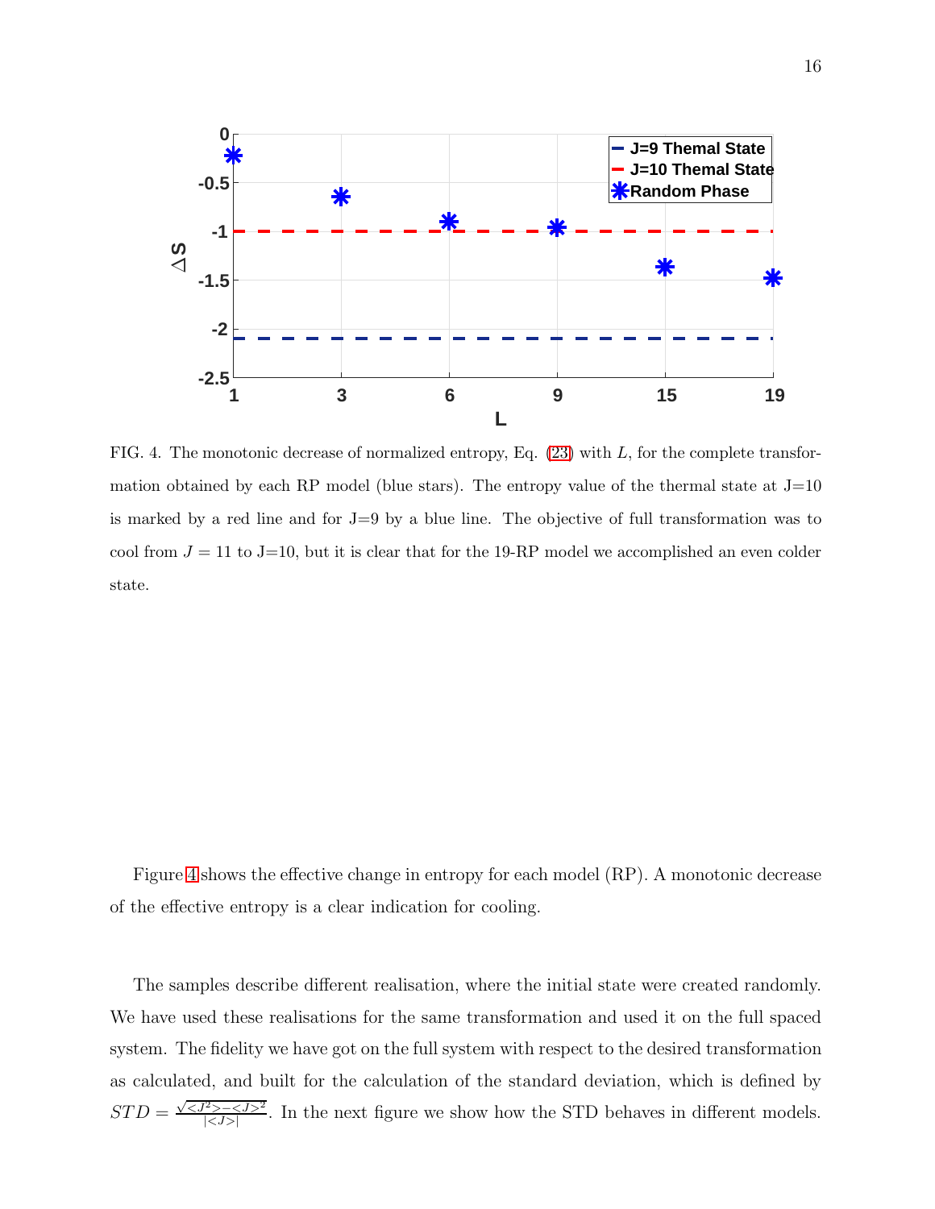FIG. 4. The monotonic decrease of normalized entropy, Eq. (23) with $L$, for the complete transformation obtained by each RP model (blue stars). The entropy value of the thermal state at J=10 is marked by a red line and for J=9 by a blue line. The objective of full transformation was to cool from $J = 11$ to J=10, but it is clear that for the 19-RP model we accomplished an even colder state.

Figure 4 shows the effective change in entropy for each model (RP). A monotonic decrease of the effective entropy is a clear indication for cooling.

The samples describe different realisation, where the initial state were created randomly. We have used these realisations for the same transformation and used it on the full spaced system. The fidelity we have got on the full system with respect to the desired transformation as calculated, and built for the calculation of the standard deviation, which is defined by $STD = \frac{\sqrt{<J^2>-<J>^2}}{|<J>|}$. In the next figure we show how the STD behaves in different models.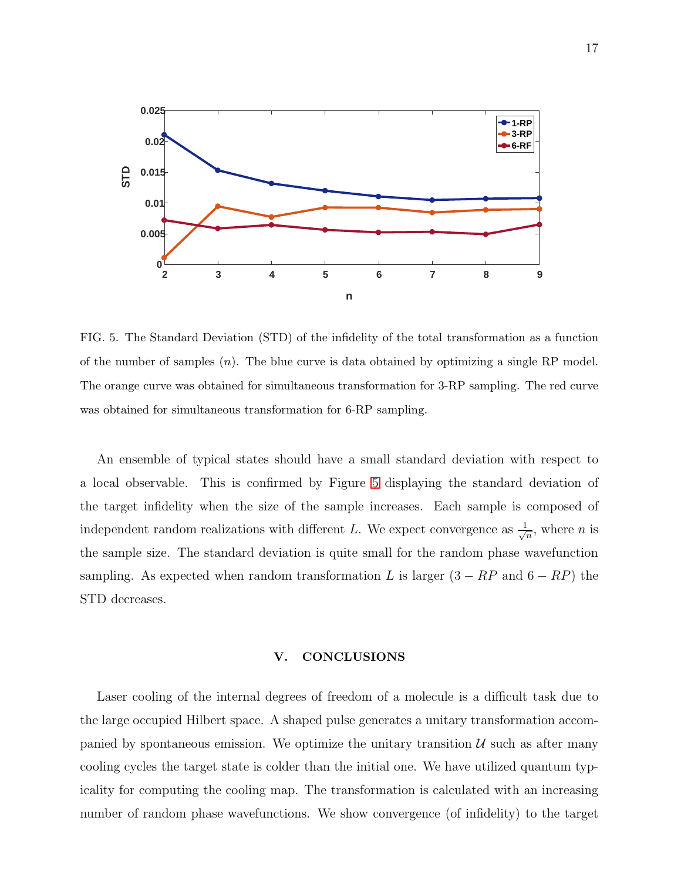FIG. 5. The Standard Deviation (STD) of the infidelity of the total transformation as a function of the number of samples ($n$). The blue curve is data obtained by optimizing a single RP model. The orange curve was obtained for simultaneous transformation for 3-RP sampling. The red curve was obtained for simultaneous transformation for 6-RP sampling.

An ensemble of typical states should have a small standard deviation with respect to a local observable. This is confirmed by Figure 5 displaying the standard deviation of the target infidelity when the size of the sample increases. Each sample is composed of independent random realizations with different $L$. We expect convergence as $\frac{1}{\sqrt{n}}$, where $n$ is the sample size. The standard deviation is quite small for the random phase wavefunction sampling. As expected when random transformation $L$ is larger ($3-RP$ and $6-RP$) the STD decreases.

## V. CONCLUSIONS

Laser cooling of the internal degrees of freedom of a molecule is a difficult task due to the large occupied Hilbert space. A shaped pulse generates a unitary transformation accompanied by spontaneous emission. We optimize the unitary transition $\mathcal{U}$ such as after many cooling cycles the target state is colder than the initial one. We have utilized quantum typicality for computing the cooling map. The transformation is calculated with an increasing number of random phase wavefunctions. We show convergence (of infidelity) to the target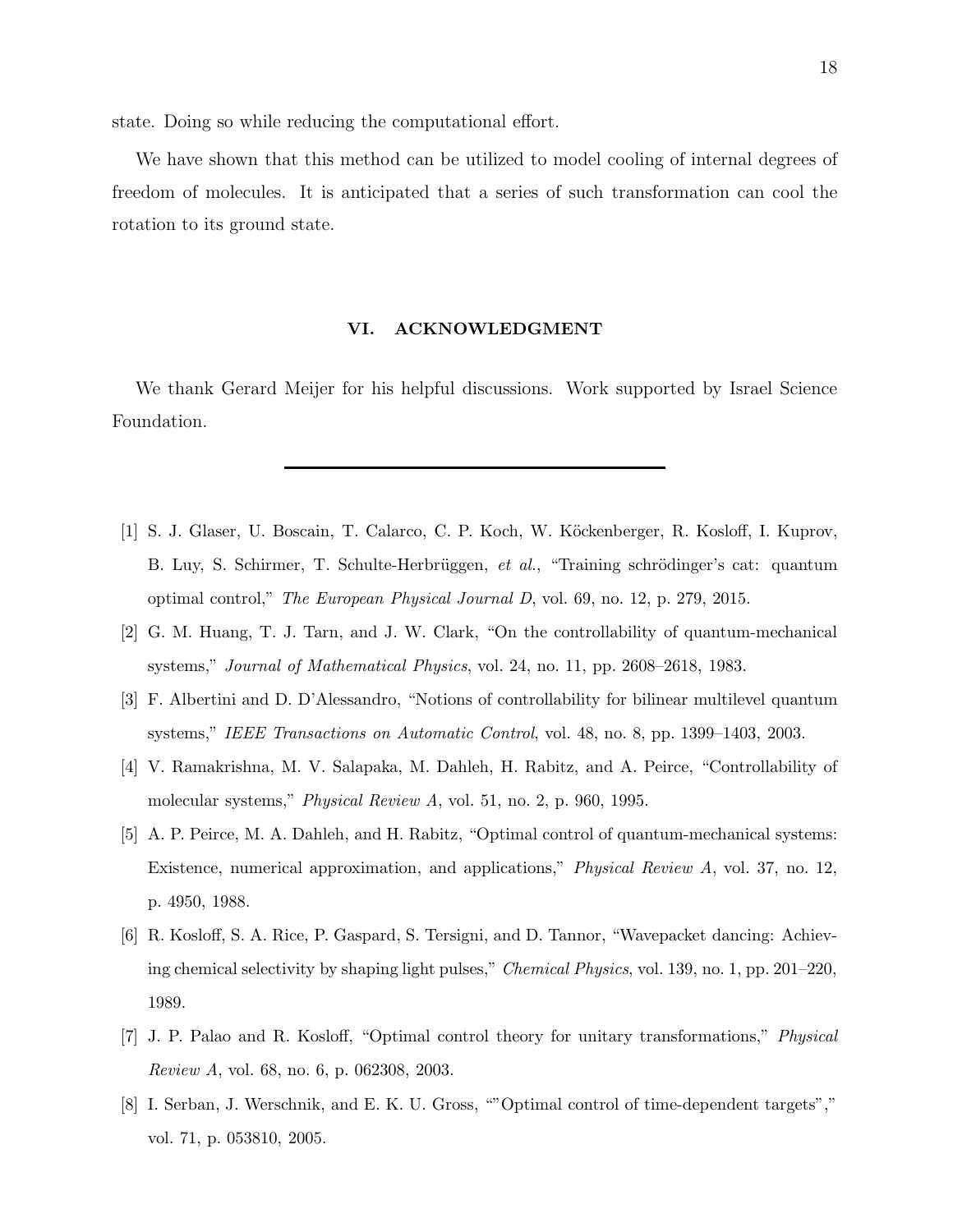state. Doing so while reducing the computational effort.

We have shown that this method can be utilized to model cooling of internal degrees of freedom of molecules. It is anticipated that a series of such transformation can cool the rotation to its ground state.

## VI. ACKNOWLEDGMENT

We thank Gerard Meijer for his helpful discussions. Work supported by Israel Science Foundation.

---

[1] S. J. Glaser, U. Boscain, T. Calarco, C. P. Koch, W. Köckenberger, R. Kosloff, I. Kuprov, B. Luy, S. Schirmer, T. Schulte-Herbrüggen, *et al.*, "Training schrödinger's cat: quantum optimal control," *The European Physical Journal D*, vol. 69, no. 12, p. 279, 2015.

[2] G. M. Huang, T. J. Tarn, and J. W. Clark, "On the controllability of quantum-mechanical systems," *Journal of Mathematical Physics*, vol. 24, no. 11, pp. 2608–2618, 1983.

[3] F. Albertini and D. D'Alessandro, "Notions of controllability for bilinear multilevel quantum systems," *IEEE Transactions on Automatic Control*, vol. 48, no. 8, pp. 1399–1403, 2003.

[4] V. Ramakrishna, M. V. Salapaka, M. Dahleh, H. Rabitz, and A. Peirce, "Controllability of molecular systems," *Physical Review A*, vol. 51, no. 2, p. 960, 1995.

[5] A. P. Peirce, M. A. Dahleh, and H. Rabitz, "Optimal control of quantum-mechanical systems: Existence, numerical approximation, and applications," *Physical Review A*, vol. 37, no. 12, p. 4950, 1988.

[6] R. Kosloff, S. A. Rice, P. Gaspard, S. Tersigni, and D. Tannor, "Wavepacket dancing: Achieving chemical selectivity by shaping light pulses," *Chemical Physics*, vol. 139, no. 1, pp. 201–220, 1989.

[7] J. P. Palao and R. Kosloff, "Optimal control theory for unitary transformations," *Physical Review A*, vol. 68, no. 6, p. 062308, 2003.

[8] I. Serban, J. Werschnik, and E. K. U. Gross, ""Optimal control of time-dependent targets"," vol. 71, p. 053810, 2005.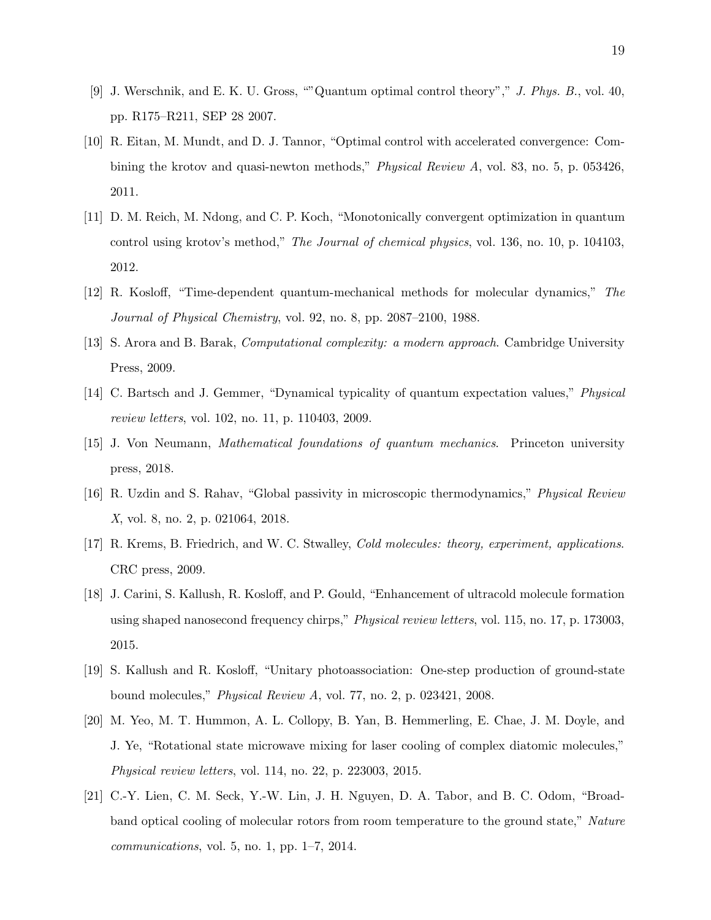[9] J. Werschnik, and E. K. U. Gross, ""Quantum optimal control theory"," *J. Phys. B.*, vol. 40, pp. R175–R211, SEP 28 2007.

[10] R. Eitan, M. Mundt, and D. J. Tannor, "Optimal control with accelerated convergence: Combining the krotov and quasi-newton methods," *Physical Review A*, vol. 83, no. 5, p. 053426, 2011.

[11] D. M. Reich, M. Ndong, and C. P. Koch, "Monotonically convergent optimization in quantum control using krotov's method," *The Journal of chemical physics*, vol. 136, no. 10, p. 104103, 2012.

[12] R. Kosloff, "Time-dependent quantum-mechanical methods for molecular dynamics," *The Journal of Physical Chemistry*, vol. 92, no. 8, pp. 2087–2100, 1988.

[13] S. Arora and B. Barak, *Computational complexity: a modern approach*. Cambridge University Press, 2009.

[14] C. Bartsch and J. Gemmer, "Dynamical typicality of quantum expectation values," *Physical review letters*, vol. 102, no. 11, p. 110403, 2009.

[15] J. Von Neumann, *Mathematical foundations of quantum mechanics*. Princeton university press, 2018.

[16] R. Uzdin and S. Rahav, "Global passivity in microscopic thermodynamics," *Physical Review X*, vol. 8, no. 2, p. 021064, 2018.

[17] R. Krems, B. Friedrich, and W. C. Stwalley, *Cold molecules: theory, experiment, applications*. CRC press, 2009.

[18] J. Carini, S. Kallush, R. Kosloff, and P. Gould, "Enhancement of ultracold molecule formation using shaped nanosecond frequency chirps," *Physical review letters*, vol. 115, no. 17, p. 173003, 2015.

[19] S. Kallush and R. Kosloff, "Unitary photoassociation: One-step production of ground-state bound molecules," *Physical Review A*, vol. 77, no. 2, p. 023421, 2008.

[20] M. Yeo, M. T. Hummon, A. L. Collopy, B. Yan, B. Hemmerling, E. Chae, J. M. Doyle, and J. Ye, "Rotational state microwave mixing for laser cooling of complex diatomic molecules," *Physical review letters*, vol. 114, no. 22, p. 223003, 2015.

[21] C.-Y. Lien, C. M. Seck, Y.-W. Lin, J. H. Nguyen, D. A. Tabor, and B. C. Odom, "Broadband optical cooling of molecular rotors from room temperature to the ground state," *Nature communications*, vol. 5, no. 1, pp. 1–7, 2014.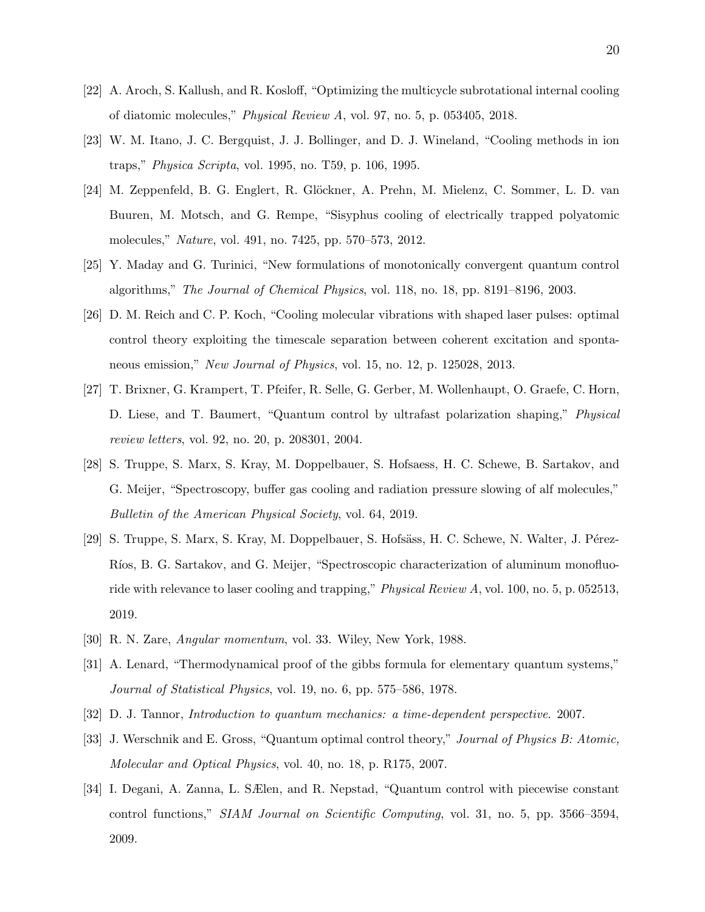[22] A. Aroch, S. Kallush, and R. Kosloff, "Optimizing the multicycle subrotational internal cooling of diatomic molecules," *Physical Review A*, vol. 97, no. 5, p. 053405, 2018.

[23] W. M. Itano, J. C. Bergquist, J. J. Bollinger, and D. J. Wineland, "Cooling methods in ion traps," *Physica Scripta*, vol. 1995, no. T59, p. 106, 1995.

[24] M. Zeppenfeld, B. G. Englert, R. Glöckner, A. Prehn, M. Mielenz, C. Sommer, L. D. van Buuren, M. Motsch, and G. Rempe, "Sisyphus cooling of electrically trapped polyatomic molecules," *Nature*, vol. 491, no. 7425, pp. 570–573, 2012.

[25] Y. Maday and G. Turinici, "New formulations of monotonically convergent quantum control algorithms," *The Journal of Chemical Physics*, vol. 118, no. 18, pp. 8191–8196, 2003.

[26] D. M. Reich and C. P. Koch, "Cooling molecular vibrations with shaped laser pulses: optimal control theory exploiting the timescale separation between coherent excitation and spontaneous emission," *New Journal of Physics*, vol. 15, no. 12, p. 125028, 2013.

[27] T. Brixner, G. Krampert, T. Pfeifer, R. Selle, G. Gerber, M. Wollenhaupt, O. Graefe, C. Horn, D. Liese, and T. Baumert, "Quantum control by ultrafast polarization shaping," *Physical review letters*, vol. 92, no. 20, p. 208301, 2004.

[28] S. Truppe, S. Marx, S. Kray, M. Doppelbauer, S. Hofsaess, H. C. Schewe, B. Sartakov, and G. Meijer, "Spectroscopy, buffer gas cooling and radiation pressure slowing of alf molecules," *Bulletin of the American Physical Society*, vol. 64, 2019.

[29] S. Truppe, S. Marx, S. Kray, M. Doppelbauer, S. Hofsäss, H. C. Schewe, N. Walter, J. Pérez-Ríos, B. G. Sartakov, and G. Meijer, "Spectroscopic characterization of aluminum monofluoride with relevance to laser cooling and trapping," *Physical Review A*, vol. 100, no. 5, p. 052513, 2019.

[30] R. N. Zare, *Angular momentum*, vol. 33. Wiley, New York, 1988.

[31] A. Lenard, "Thermodynamical proof of the gibbs formula for elementary quantum systems," *Journal of Statistical Physics*, vol. 19, no. 6, pp. 575–586, 1978.

[32] D. J. Tannor, *Introduction to quantum mechanics: a time-dependent perspective*. 2007.

[33] J. Werschnik and E. Gross, "Quantum optimal control theory," *Journal of Physics B: Atomic, Molecular and Optical Physics*, vol. 40, no. 18, p. R175, 2007.

[34] I. Degani, A. Zanna, L. SÆlen, and R. Nepstad, "Quantum control with piecewise constant control functions," *SIAM Journal on Scientific Computing*, vol. 31, no. 5, pp. 3566–3594, 2009.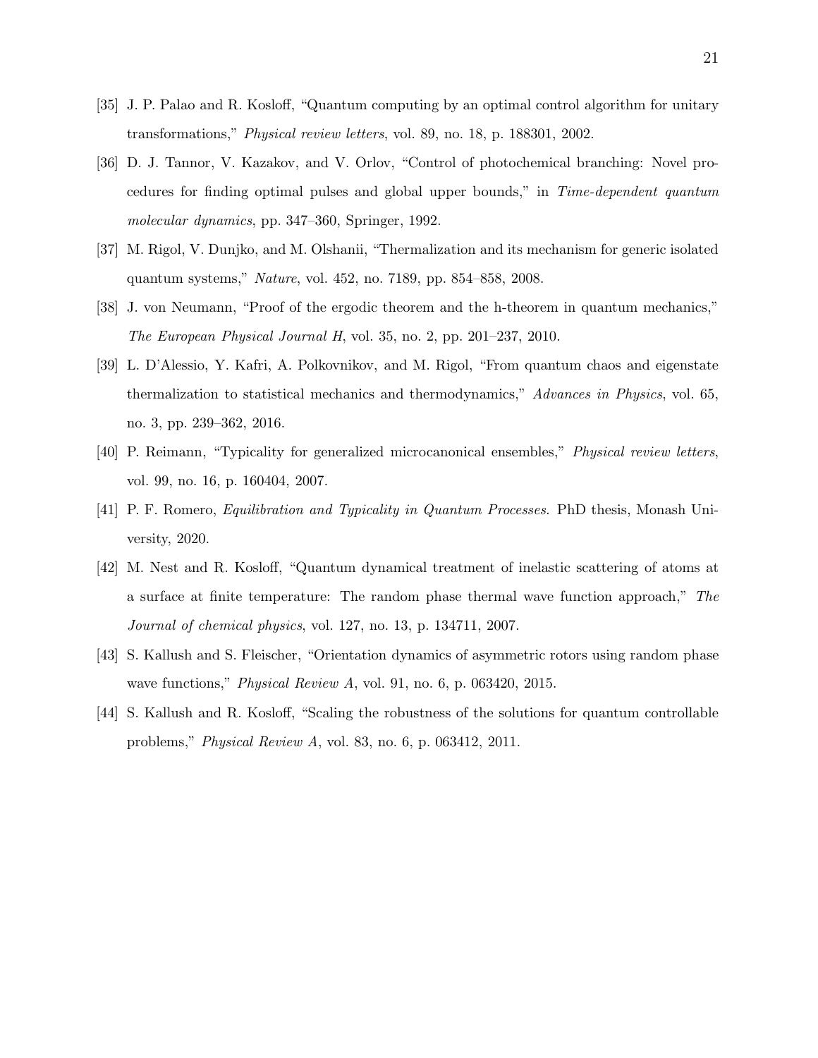[35] J. P. Palao and R. Kosloff, "Quantum computing by an optimal control algorithm for unitary transformations," *Physical review letters*, vol. 89, no. 18, p. 188301, 2002.

[36] D. J. Tannor, V. Kazakov, and V. Orlov, "Control of photochemical branching: Novel procedures for finding optimal pulses and global upper bounds," in *Time-dependent quantum molecular dynamics*, pp. 347–360, Springer, 1992.

[37] M. Rigol, V. Dunjko, and M. Olshanii, "Thermalization and its mechanism for generic isolated quantum systems," *Nature*, vol. 452, no. 7189, pp. 854–858, 2008.

[38] J. von Neumann, "Proof of the ergodic theorem and the h-theorem in quantum mechanics," *The European Physical Journal H*, vol. 35, no. 2, pp. 201–237, 2010.

[39] L. D'Alessio, Y. Kafri, A. Polkovnikov, and M. Rigol, "From quantum chaos and eigenstate thermalization to statistical mechanics and thermodynamics," *Advances in Physics*, vol. 65, no. 3, pp. 239–362, 2016.

[40] P. Reimann, "Typicality for generalized microcanonical ensembles," *Physical review letters*, vol. 99, no. 16, p. 160404, 2007.

[41] P. F. Romero, *Equilibration and Typicality in Quantum Processes*. PhD thesis, Monash University, 2020.

[42] M. Nest and R. Kosloff, "Quantum dynamical treatment of inelastic scattering of atoms at a surface at finite temperature: The random phase thermal wave function approach," *The Journal of chemical physics*, vol. 127, no. 13, p. 134711, 2007.

[43] S. Kallush and S. Fleischer, "Orientation dynamics of asymmetric rotors using random phase wave functions," *Physical Review A*, vol. 91, no. 6, p. 063420, 2015.

[44] S. Kallush and R. Kosloff, "Scaling the robustness of the solutions for quantum controllable problems," *Physical Review A*, vol. 83, no. 6, p. 063412, 2011.